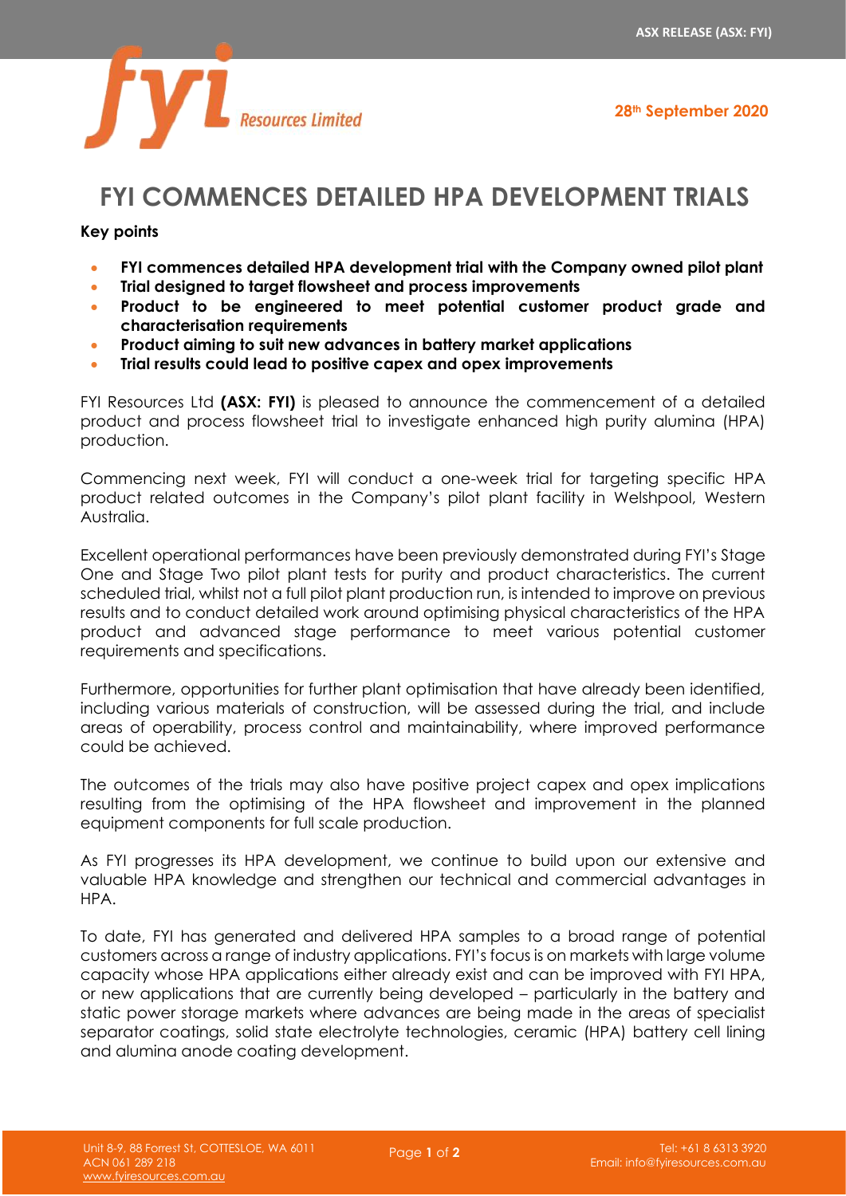ASX RELEASE (ASX: FYI)

28th September 2020

# FYI COMMENCES DETAILED HPA DEVELOPMENT TRIALS

**Key points**

- **FYI commences detailed HPA development trial with the Company owned pilot plant**
- **Trial designed to target flowsheet and process improvements**
- **Product to be engineered to meet potential customer product grade and characterisation requirements**
- **Product aiming to suit new advances in battery market applications**
- **Trial results could lead to positive capex and opex improvements**

FYI Resources Ltd **(ASX: FYI)** is pleased to announce the commencement of a detailed product and process flowsheet trial to investigate enhanced high purity alumina (HPA) production.

Commencing next week, FYI will conduct a one-week trial for targeting specific HPA product related outcomes in the Company's pilot plant facility in Welshpool, Western Australia.

Excellent operational performances have been previously demonstrated during FYI's Stage One and Stage Two pilot plant tests for purity and product characteristics. The current scheduled trial, whilst not a full pilot plant production run, is intended to improve on previous results and to conduct detailed work around optimising physical characteristics of the HPA product and advanced stage performance to meet various potential customer requirements and specifications.

Furthermore, opportunities for further plant optimisation that have already been identified, including various materials of construction, will be assessed during the trial, and include areas of operability, process control and maintainability, where improved performance could be achieved.

The outcomes of the trials may also have positive project capex and opex implications resulting from the optimising of the HPA flowsheet and improvement in the planned equipment components for full scale production.

As FYI progresses its HPA development, we continue to build upon our extensive and valuable HPA knowledge and strengthen our technical and commercial advantages in HPA.

To date, FYI has generated and delivered HPA samples to a broad range of potential customers across a range of industry applications. FYI's focus is on markets with large volume capacity whose HPA applications either already exist and can be improved with FYI HPA, or new applications that are currently being developed – particularly in the battery and static power storage markets where advances are being made in the areas of specialist separator coatings, solid state electrolyte technologies, ceramic (HPA) battery cell lining and alumina anode coating development.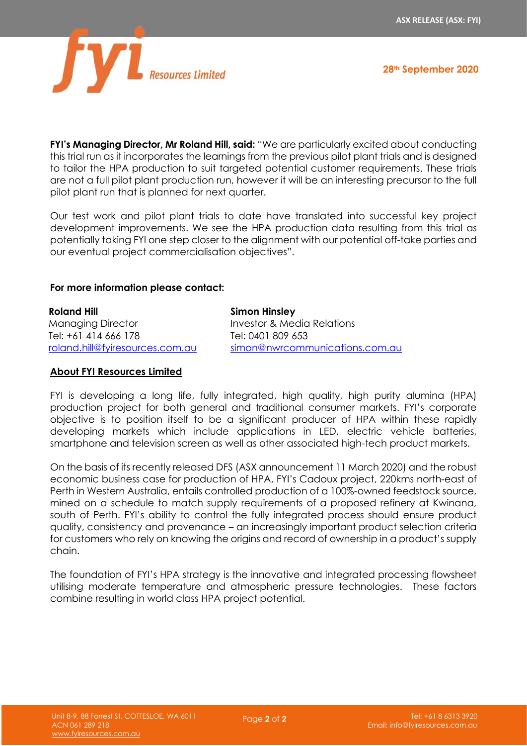**FYI's Managing Director, Mr Roland Hill, said:** "We are particularly excited about conducting this trial run as it incorporates the learnings from the previous pilot plant trials and is designed to tailor the HPA production to suit targeted potential customer requirements. These trials are not a full pilot plant production run, however it will be an interesting precursor to the full pilot plant run that is planned for next quarter.

Our test work and pilot plant trials to date have translated into successful key project development improvements. We see the HPA production data resulting from this trial as potentially taking FYI one step closer to the alignment with our potential off-take parties and our eventual project commercialisation objectives".

**For more information please contact:**

| | |
|---|---|
| **Roland Hill** | **Simon Hinsley** |
| Managing Director | Investor & Media Relations |
| Tel: +61 414 666 178 | Tel: 0401 809 653 |
| roland.hill@fyiresources.com.au | simon@nwrcommunications.com.au |

## About FYI Resources Limited

FYI is developing a long life, fully integrated, high quality, high purity alumina (HPA) production project for both general and traditional consumer markets. FYI's corporate objective is to position itself to be a significant producer of HPA within these rapidly developing markets which include applications in LED, electric vehicle batteries, smartphone and television screen as well as other associated high-tech product markets.

On the basis of its recently released DFS (ASX announcement 11 March 2020) and the robust economic business case for production of HPA, FYI's Cadoux project, 220kms north-east of Perth in Western Australia, entails controlled production of a 100%-owned feedstock source, mined on a schedule to match supply requirements of a proposed refinery at Kwinana, south of Perth. FYI's ability to control the fully integrated process should ensure product quality, consistency and provenance – an increasingly important product selection criteria for customers who rely on knowing the origins and record of ownership in a product's supply chain.

The foundation of FYI's HPA strategy is the innovative and integrated processing flowsheet utilising moderate temperature and atmospheric pressure technologies. These factors combine resulting in world class HPA project potential.